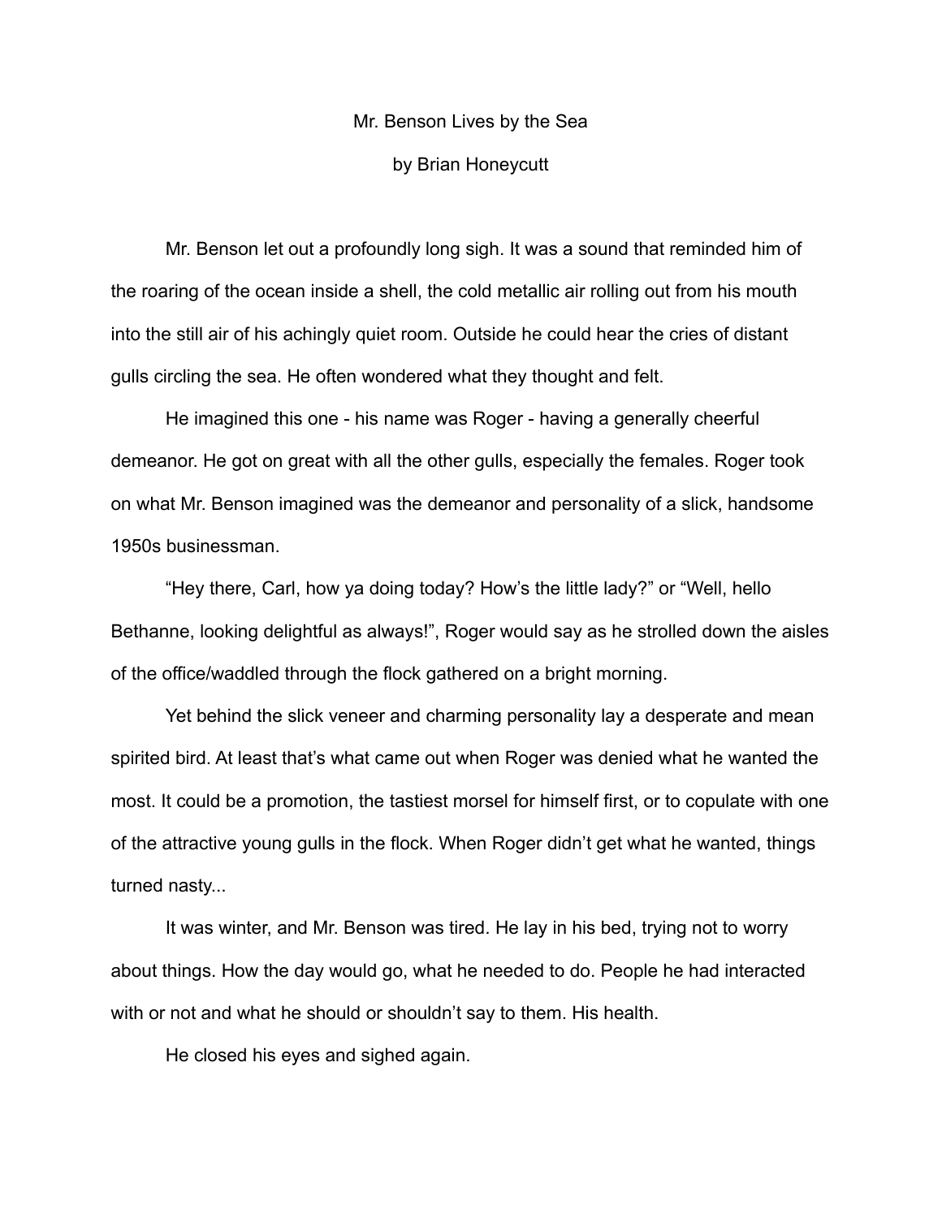# Mr. Benson Lives by the Sea

by Brian Honeycutt

Mr. Benson let out a profoundly long sigh. It was a sound that reminded him of the roaring of the ocean inside a shell, the cold metallic air rolling out from his mouth into the still air of his achingly quiet room. Outside he could hear the cries of distant gulls circling the sea. He often wondered what they thought and felt.

He imagined this one - his name was Roger - having a generally cheerful demeanor. He got on great with all the other gulls, especially the females. Roger took on what Mr. Benson imagined was the demeanor and personality of a slick, handsome 1950s businessman.

"Hey there, Carl, how ya doing today? How's the little lady?" or "Well, hello Bethanne, looking delightful as always!", Roger would say as he strolled down the aisles of the office/waddled through the flock gathered on a bright morning.

Yet behind the slick veneer and charming personality lay a desperate and mean spirited bird. At least that's what came out when Roger was denied what he wanted the most. It could be a promotion, the tastiest morsel for himself first, or to copulate with one of the attractive young gulls in the flock. When Roger didn't get what he wanted, things turned nasty...

It was winter, and Mr. Benson was tired. He lay in his bed, trying not to worry about things. How the day would go, what he needed to do. People he had interacted with or not and what he should or shouldn't say to them. His health.

He closed his eyes and sighed again.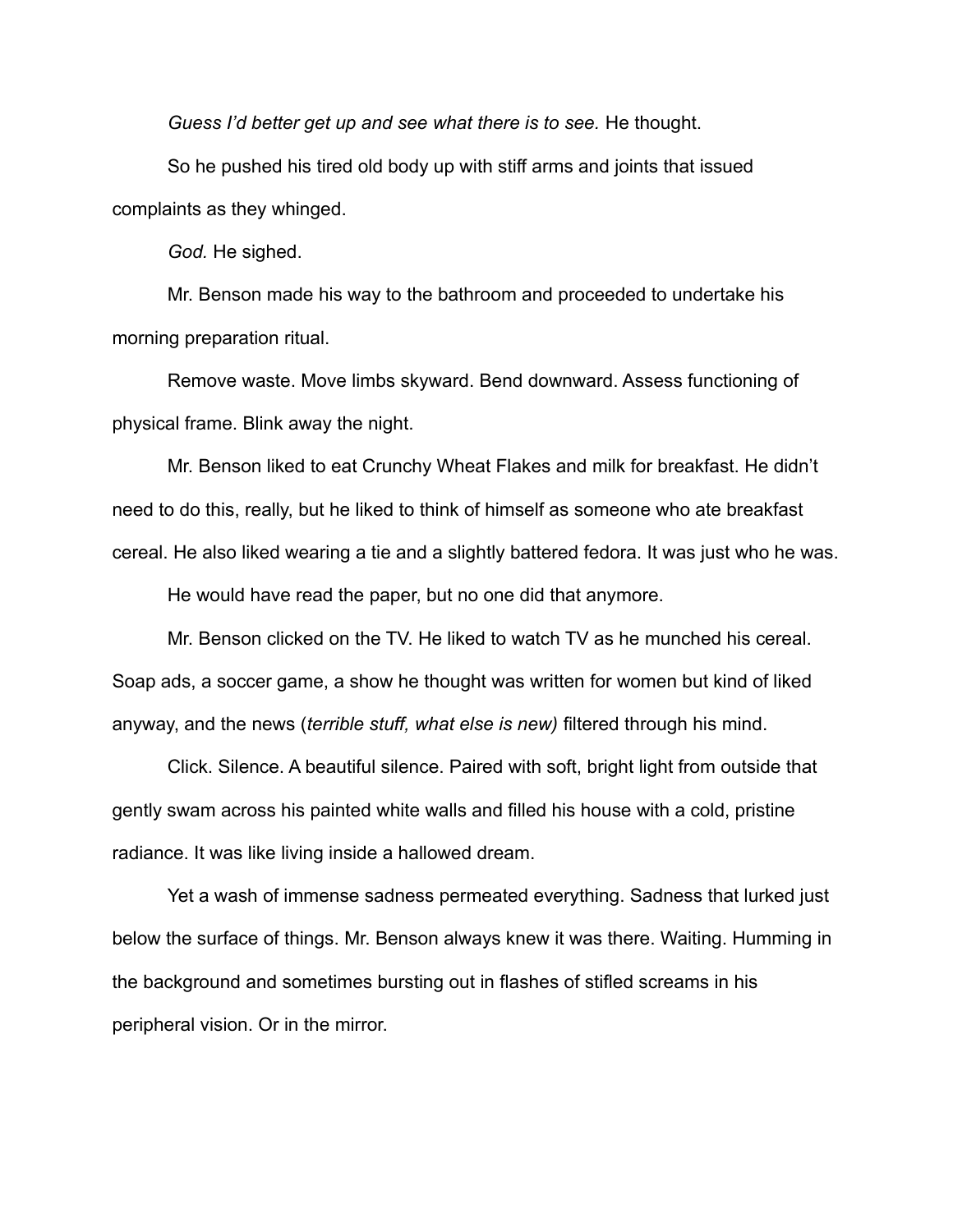*Guess I'd better get up and see what there is to see.* He thought.

So he pushed his tired old body up with stiff arms and joints that issued complaints as they whinged.

*God.* He sighed.

Mr. Benson made his way to the bathroom and proceeded to undertake his morning preparation ritual.

Remove waste. Move limbs skyward. Bend downward. Assess functioning of physical frame. Blink away the night.

Mr. Benson liked to eat Crunchy Wheat Flakes and milk for breakfast. He didn't need to do this, really, but he liked to think of himself as someone who ate breakfast cereal. He also liked wearing a tie and a slightly battered fedora. It was just who he was.

He would have read the paper, but no one did that anymore.

Mr. Benson clicked on the TV. He liked to watch TV as he munched his cereal. Soap ads, a soccer game, a show he thought was written for women but kind of liked anyway, and the news (*terrible stuff, what else is new)* filtered through his mind.

Click. Silence. A beautiful silence. Paired with soft, bright light from outside that gently swam across his painted white walls and filled his house with a cold, pristine radiance. It was like living inside a hallowed dream.

Yet a wash of immense sadness permeated everything. Sadness that lurked just below the surface of things. Mr. Benson always knew it was there. Waiting. Humming in the background and sometimes bursting out in flashes of stifled screams in his peripheral vision. Or in the mirror.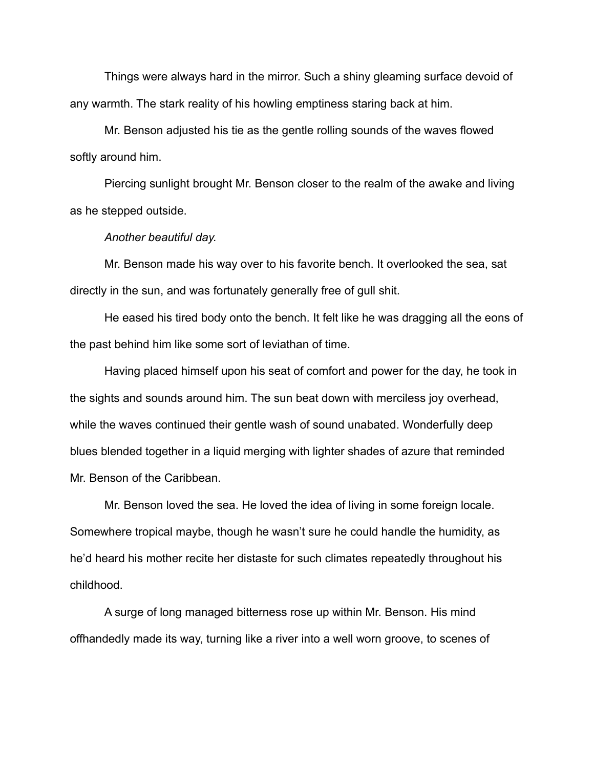Things were always hard in the mirror. Such a shiny gleaming surface devoid of any warmth. The stark reality of his howling emptiness staring back at him.

Mr. Benson adjusted his tie as the gentle rolling sounds of the waves flowed softly around him.

Piercing sunlight brought Mr. Benson closer to the realm of the awake and living as he stepped outside.

*Another beautiful day.*

Mr. Benson made his way over to his favorite bench. It overlooked the sea, sat directly in the sun, and was fortunately generally free of gull shit.

He eased his tired body onto the bench. It felt like he was dragging all the eons of the past behind him like some sort of leviathan of time.

Having placed himself upon his seat of comfort and power for the day, he took in the sights and sounds around him. The sun beat down with merciless joy overhead, while the waves continued their gentle wash of sound unabated. Wonderfully deep blues blended together in a liquid merging with lighter shades of azure that reminded Mr. Benson of the Caribbean.

Mr. Benson loved the sea. He loved the idea of living in some foreign locale. Somewhere tropical maybe, though he wasn't sure he could handle the humidity, as he'd heard his mother recite her distaste for such climates repeatedly throughout his childhood.

A surge of long managed bitterness rose up within Mr. Benson. His mind offhandedly made its way, turning like a river into a well worn groove, to scenes of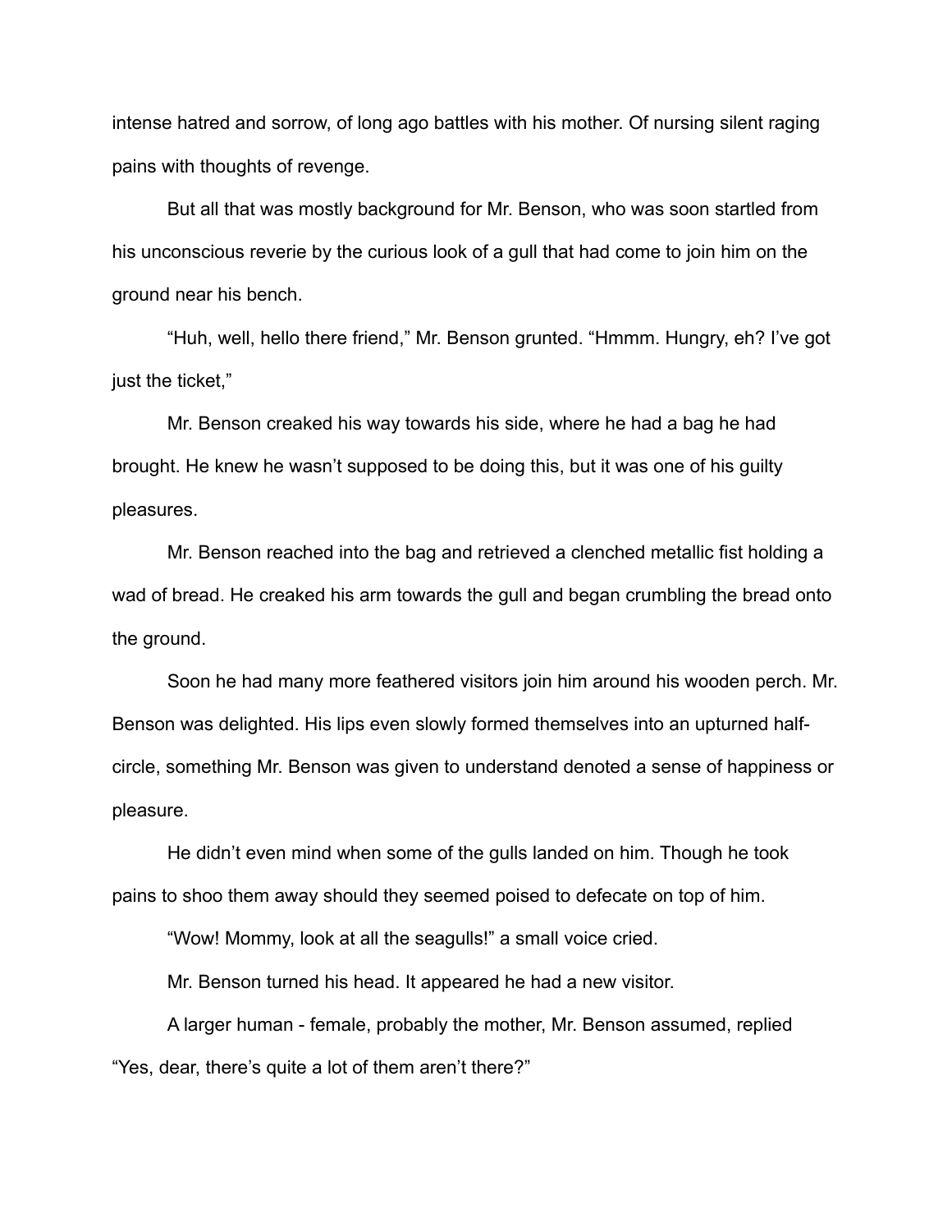intense hatred and sorrow, of long ago battles with his mother. Of nursing silent raging pains with thoughts of revenge.

But all that was mostly background for Mr. Benson, who was soon startled from his unconscious reverie by the curious look of a gull that had come to join him on the ground near his bench.

“Huh, well, hello there friend,” Mr. Benson grunted. “Hmmm. Hungry, eh? I’ve got just the ticket,”

Mr. Benson creaked his way towards his side, where he had a bag he had brought. He knew he wasn’t supposed to be doing this, but it was one of his guilty pleasures.

Mr. Benson reached into the bag and retrieved a clenched metallic fist holding a wad of bread. He creaked his arm towards the gull and began crumbling the bread onto the ground.

Soon he had many more feathered visitors join him around his wooden perch. Mr. Benson was delighted. His lips even slowly formed themselves into an upturned half-circle, something Mr. Benson was given to understand denoted a sense of happiness or pleasure.

He didn’t even mind when some of the gulls landed on him. Though he took pains to shoo them away should they seemed poised to defecate on top of him.

“Wow! Mommy, look at all the seagulls!” a small voice cried.

Mr. Benson turned his head. It appeared he had a new visitor.

A larger human - female, probably the mother, Mr. Benson assumed, replied “Yes, dear, there’s quite a lot of them aren’t there?”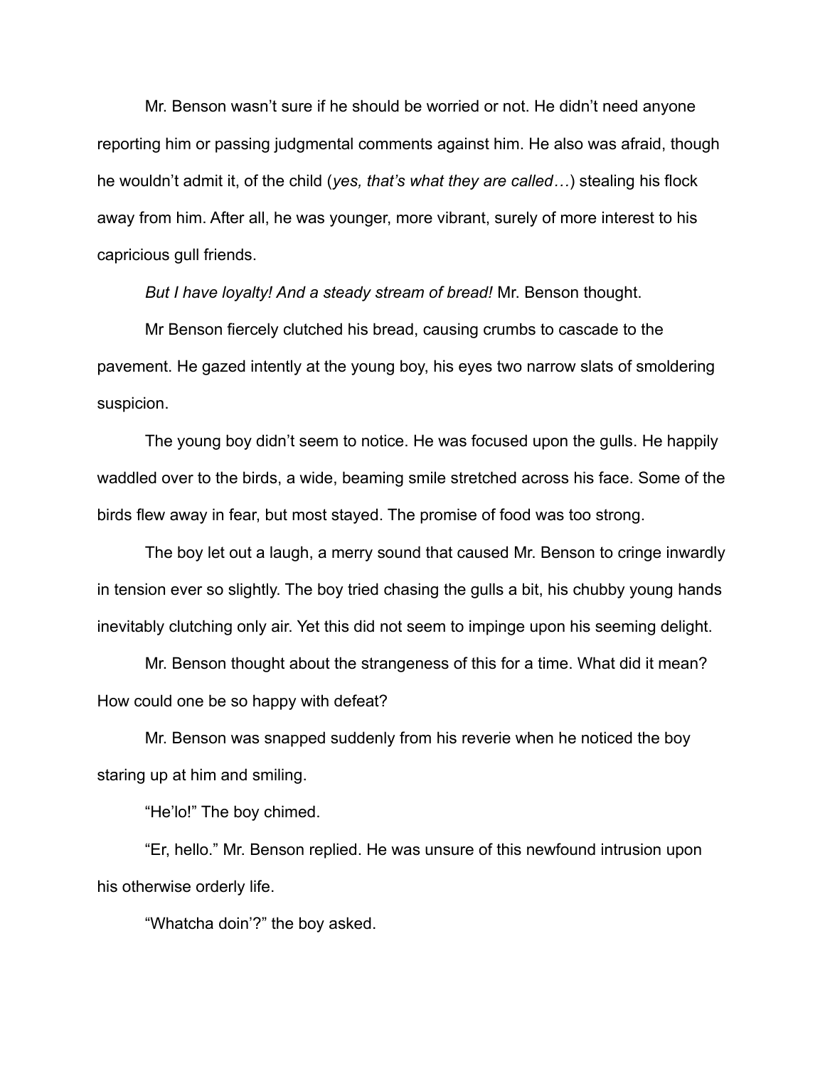Mr. Benson wasn't sure if he should be worried or not. He didn't need anyone reporting him or passing judgmental comments against him. He also was afraid, though he wouldn't admit it, of the child (*yes, that's what they are called…*) stealing his flock away from him. After all, he was younger, more vibrant, surely of more interest to his capricious gull friends.

*But I have loyalty! And a steady stream of bread!* Mr. Benson thought.

Mr Benson fiercely clutched his bread, causing crumbs to cascade to the pavement. He gazed intently at the young boy, his eyes two narrow slats of smoldering suspicion.

The young boy didn't seem to notice. He was focused upon the gulls. He happily waddled over to the birds, a wide, beaming smile stretched across his face. Some of the birds flew away in fear, but most stayed. The promise of food was too strong.

The boy let out a laugh, a merry sound that caused Mr. Benson to cringe inwardly in tension ever so slightly. The boy tried chasing the gulls a bit, his chubby young hands inevitably clutching only air. Yet this did not seem to impinge upon his seeming delight.

Mr. Benson thought about the strangeness of this for a time. What did it mean? How could one be so happy with defeat?

Mr. Benson was snapped suddenly from his reverie when he noticed the boy staring up at him and smiling.

"He'lo!" The boy chimed.

"Er, hello." Mr. Benson replied. He was unsure of this newfound intrusion upon his otherwise orderly life.

"Whatcha doin'?" the boy asked.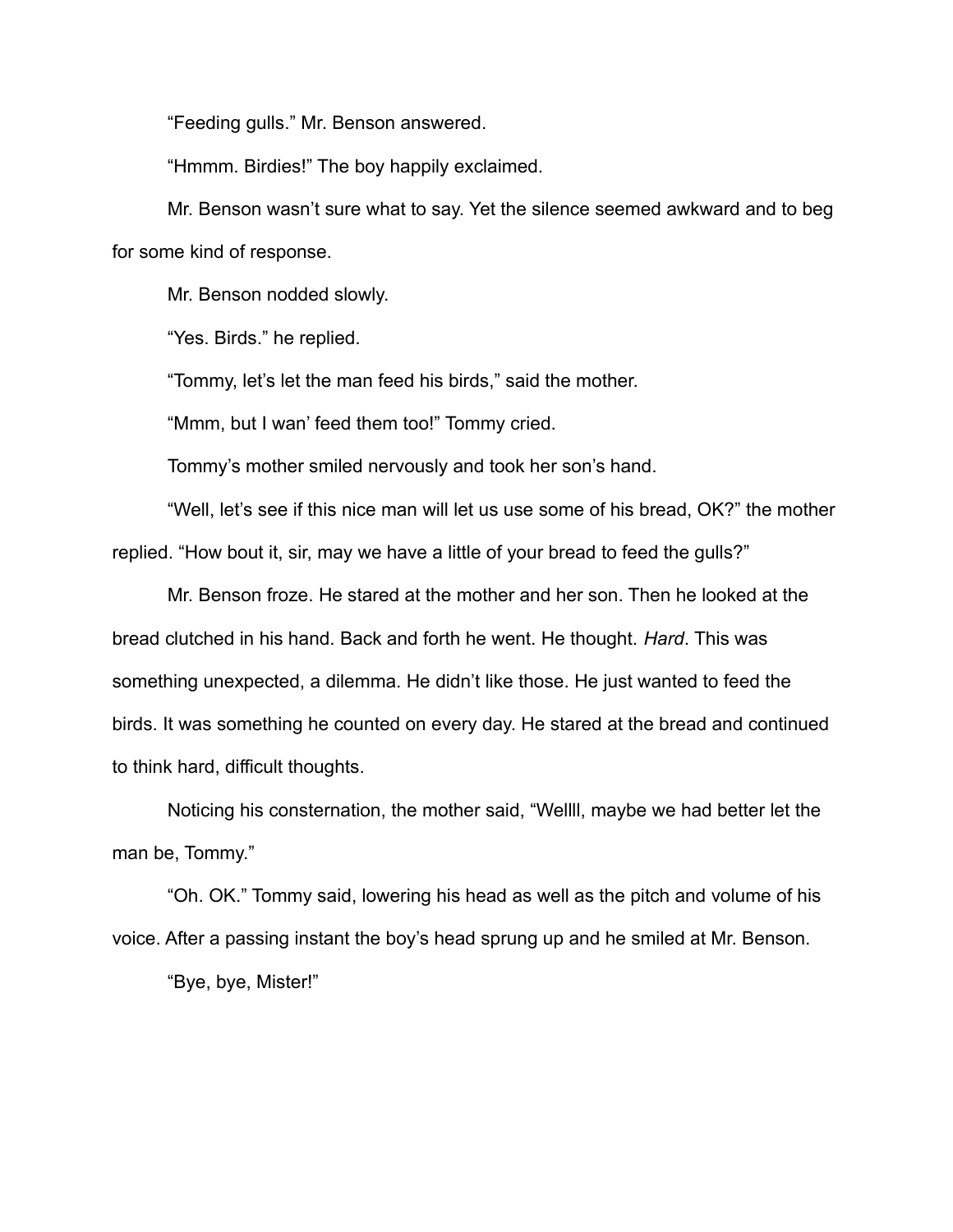"Feeding gulls." Mr. Benson answered.

"Hmmm. Birdies!" The boy happily exclaimed.

Mr. Benson wasn't sure what to say. Yet the silence seemed awkward and to beg for some kind of response.

Mr. Benson nodded slowly.

"Yes. Birds." he replied.

"Tommy, let's let the man feed his birds," said the mother.

"Mmm, but I wan' feed them too!" Tommy cried.

Tommy's mother smiled nervously and took her son's hand.

"Well, let's see if this nice man will let us use some of his bread, OK?" the mother replied. "How bout it, sir, may we have a little of your bread to feed the gulls?"

Mr. Benson froze. He stared at the mother and her son. Then he looked at the bread clutched in his hand. Back and forth he went. He thought. *Hard*. This was something unexpected, a dilemma. He didn't like those. He just wanted to feed the birds. It was something he counted on every day. He stared at the bread and continued to think hard, difficult thoughts.

Noticing his consternation, the mother said, "Wellll, maybe we had better let the man be, Tommy."

"Oh. OK." Tommy said, lowering his head as well as the pitch and volume of his voice. After a passing instant the boy's head sprung up and he smiled at Mr. Benson.

"Bye, bye, Mister!"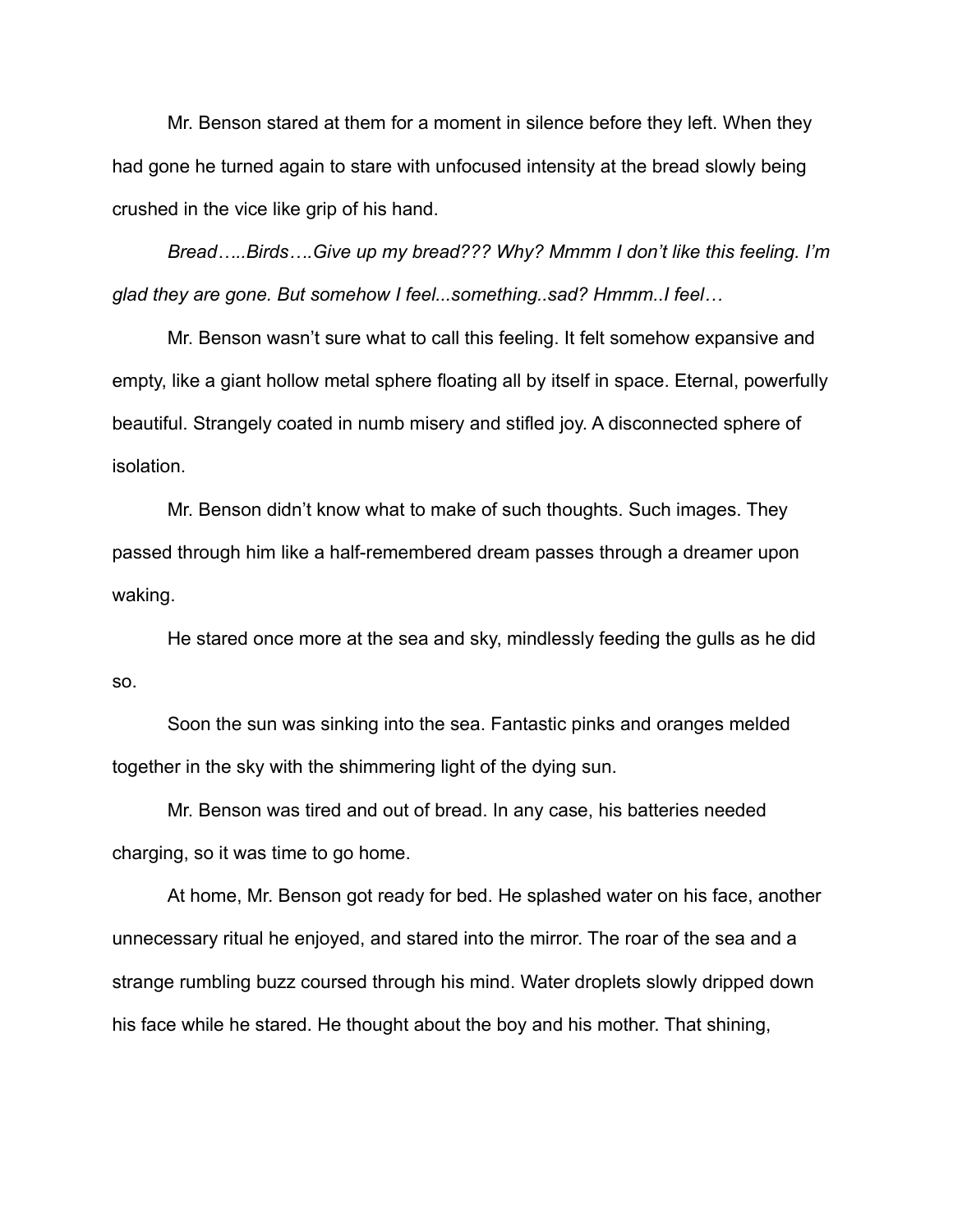Mr. Benson stared at them for a moment in silence before they left. When they had gone he turned again to stare with unfocused intensity at the bread slowly being crushed in the vice like grip of his hand.

*Bread…..Birds….Give up my bread??? Why? Mmmm I don't like this feeling. I'm glad they are gone. But somehow I feel...something..sad? Hmmm..I feel…*

Mr. Benson wasn't sure what to call this feeling. It felt somehow expansive and empty, like a giant hollow metal sphere floating all by itself in space. Eternal, powerfully beautiful. Strangely coated in numb misery and stifled joy. A disconnected sphere of isolation.

Mr. Benson didn't know what to make of such thoughts. Such images. They passed through him like a half-remembered dream passes through a dreamer upon waking.

He stared once more at the sea and sky, mindlessly feeding the gulls as he did so.

Soon the sun was sinking into the sea. Fantastic pinks and oranges melded together in the sky with the shimmering light of the dying sun.

Mr. Benson was tired and out of bread. In any case, his batteries needed charging, so it was time to go home.

At home, Mr. Benson got ready for bed. He splashed water on his face, another unnecessary ritual he enjoyed, and stared into the mirror. The roar of the sea and a strange rumbling buzz coursed through his mind. Water droplets slowly dripped down his face while he stared. He thought about the boy and his mother. That shining,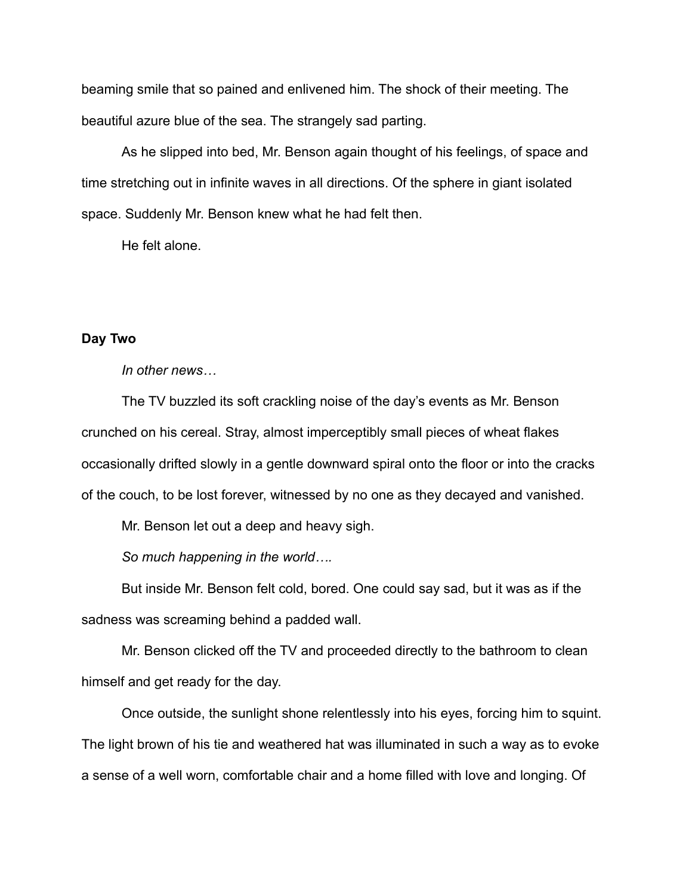beaming smile that so pained and enlivened him. The shock of their meeting. The beautiful azure blue of the sea. The strangely sad parting.

As he slipped into bed, Mr. Benson again thought of his feelings, of space and time stretching out in infinite waves in all directions. Of the sphere in giant isolated space. Suddenly Mr. Benson knew what he had felt then.

He felt alone.

**Day Two**

*In other news…*

The TV buzzled its soft crackling noise of the day's events as Mr. Benson crunched on his cereal. Stray, almost imperceptibly small pieces of wheat flakes occasionally drifted slowly in a gentle downward spiral onto the floor or into the cracks of the couch, to be lost forever, witnessed by no one as they decayed and vanished.

Mr. Benson let out a deep and heavy sigh.

*So much happening in the world….*

But inside Mr. Benson felt cold, bored. One could say sad, but it was as if the sadness was screaming behind a padded wall.

Mr. Benson clicked off the TV and proceeded directly to the bathroom to clean himself and get ready for the day.

Once outside, the sunlight shone relentlessly into his eyes, forcing him to squint. The light brown of his tie and weathered hat was illuminated in such a way as to evoke a sense of a well worn, comfortable chair and a home filled with love and longing. Of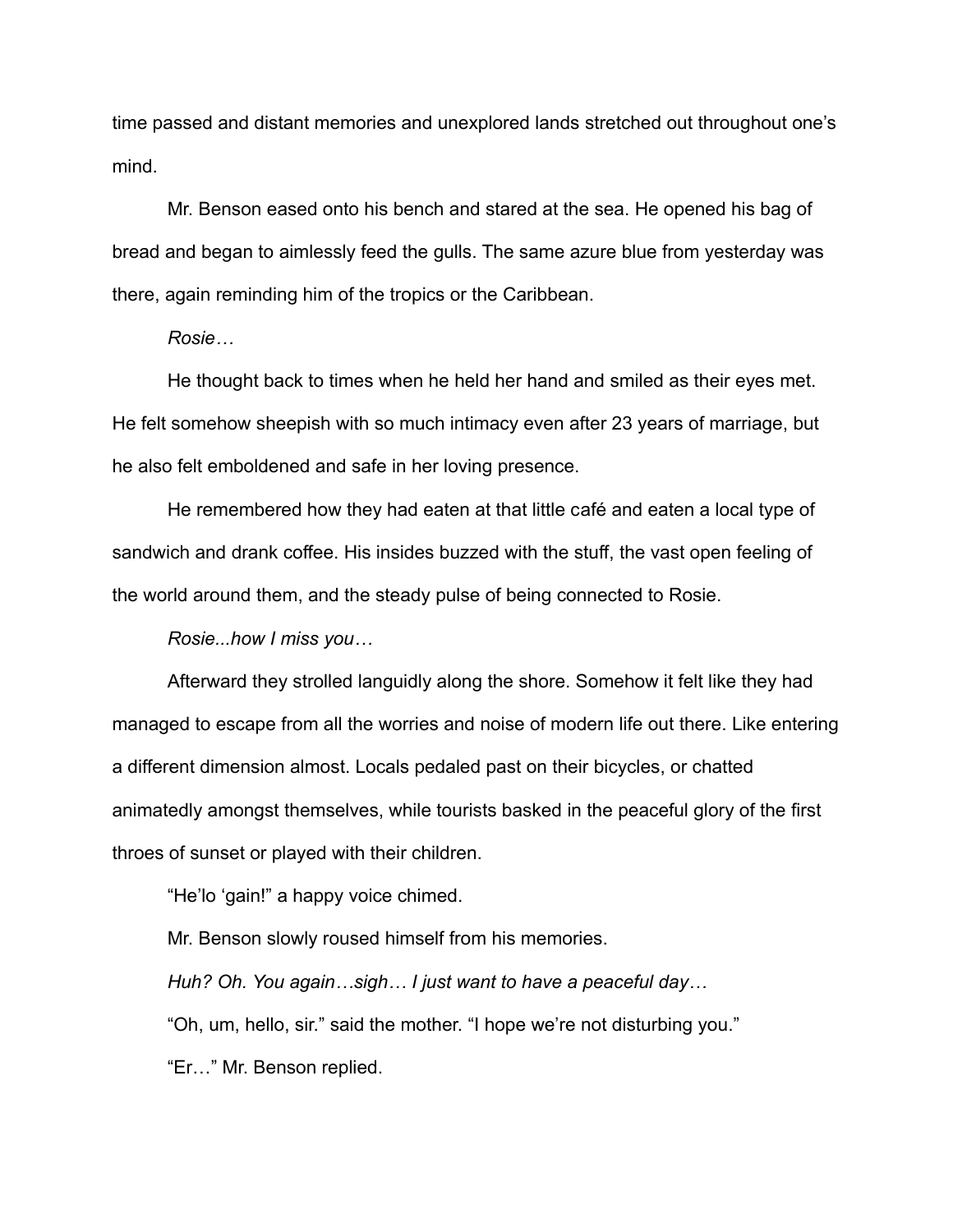time passed and distant memories and unexplored lands stretched out throughout one's mind.

Mr. Benson eased onto his bench and stared at the sea. He opened his bag of bread and began to aimlessly feed the gulls. The same azure blue from yesterday was there, again reminding him of the tropics or the Caribbean.

*Rosie…*

He thought back to times when he held her hand and smiled as their eyes met. He felt somehow sheepish with so much intimacy even after 23 years of marriage, but he also felt emboldened and safe in her loving presence.

He remembered how they had eaten at that little café and eaten a local type of sandwich and drank coffee. His insides buzzed with the stuff, the vast open feeling of the world around them, and the steady pulse of being connected to Rosie.

*Rosie...how I miss you…*

Afterward they strolled languidly along the shore. Somehow it felt like they had managed to escape from all the worries and noise of modern life out there. Like entering a different dimension almost. Locals pedaled past on their bicycles, or chatted animatedly amongst themselves, while tourists basked in the peaceful glory of the first throes of sunset or played with their children.

"He'lo 'gain!" a happy voice chimed.

Mr. Benson slowly roused himself from his memories.

*Huh? Oh. You again…sigh… I just want to have a peaceful day…*

"Oh, um, hello, sir." said the mother. "I hope we're not disturbing you."

"Er…" Mr. Benson replied.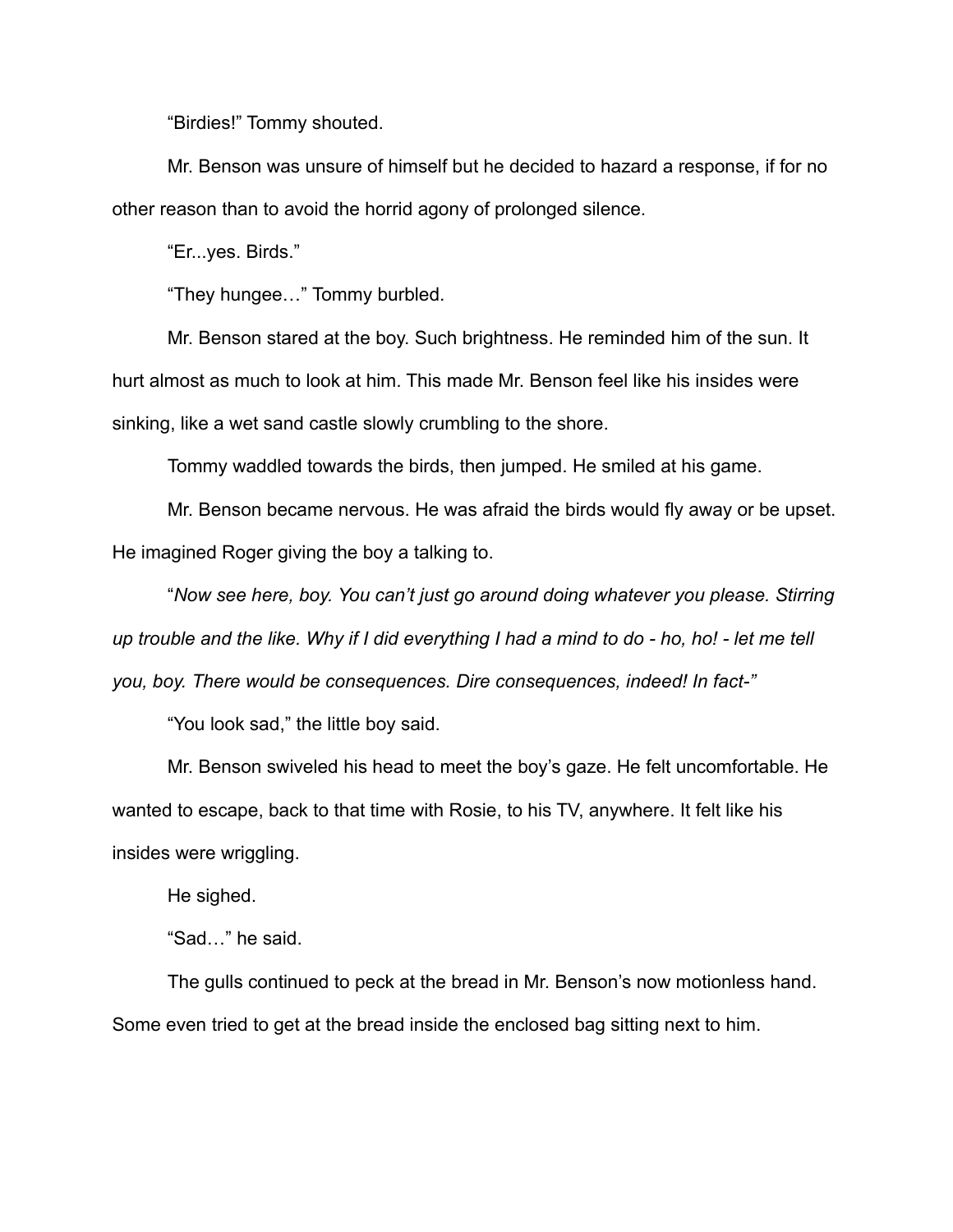"Birdies!" Tommy shouted.

Mr. Benson was unsure of himself but he decided to hazard a response, if for no other reason than to avoid the horrid agony of prolonged silence.

"Er...yes. Birds."

"They hungee…" Tommy burbled.

Mr. Benson stared at the boy. Such brightness. He reminded him of the sun. It hurt almost as much to look at him. This made Mr. Benson feel like his insides were sinking, like a wet sand castle slowly crumbling to the shore.

Tommy waddled towards the birds, then jumped. He smiled at his game.

Mr. Benson became nervous. He was afraid the birds would fly away or be upset. He imagined Roger giving the boy a talking to.

"*Now see here, boy. You can't just go around doing whatever you please. Stirring up trouble and the like. Why if I did everything I had a mind to do - ho, ho! - let me tell you, boy. There would be consequences. Dire consequences, indeed! In fact-"*

"You look sad," the little boy said.

Mr. Benson swiveled his head to meet the boy's gaze. He felt uncomfortable. He wanted to escape, back to that time with Rosie, to his TV, anywhere. It felt like his insides were wriggling.

He sighed.

"Sad…" he said.

The gulls continued to peck at the bread in Mr. Benson's now motionless hand. Some even tried to get at the bread inside the enclosed bag sitting next to him.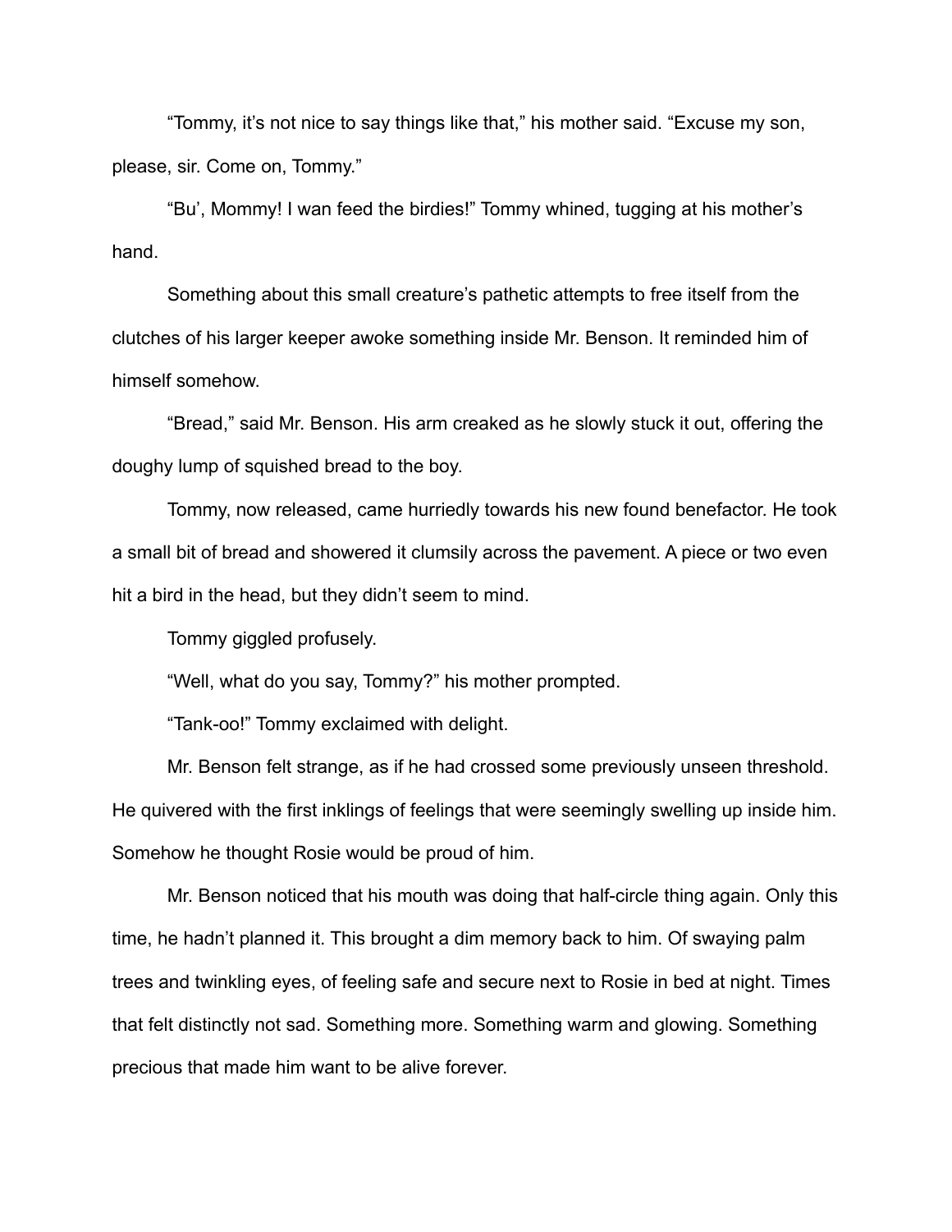“Tommy, it’s not nice to say things like that,” his mother said. “Excuse my son, please, sir. Come on, Tommy.”

“Bu’, Mommy! I wan feed the birdies!” Tommy whined, tugging at his mother’s hand.

Something about this small creature’s pathetic attempts to free itself from the clutches of his larger keeper awoke something inside Mr. Benson. It reminded him of himself somehow.

“Bread,” said Mr. Benson. His arm creaked as he slowly stuck it out, offering the doughy lump of squished bread to the boy.

Tommy, now released, came hurriedly towards his new found benefactor. He took a small bit of bread and showered it clumsily across the pavement. A piece or two even hit a bird in the head, but they didn’t seem to mind.

Tommy giggled profusely.

“Well, what do you say, Tommy?” his mother prompted.

“Tank-oo!” Tommy exclaimed with delight.

Mr. Benson felt strange, as if he had crossed some previously unseen threshold. He quivered with the first inklings of feelings that were seemingly swelling up inside him. Somehow he thought Rosie would be proud of him.

Mr. Benson noticed that his mouth was doing that half-circle thing again. Only this time, he hadn’t planned it. This brought a dim memory back to him. Of swaying palm trees and twinkling eyes, of feeling safe and secure next to Rosie in bed at night. Times that felt distinctly not sad. Something more. Something warm and glowing. Something precious that made him want to be alive forever.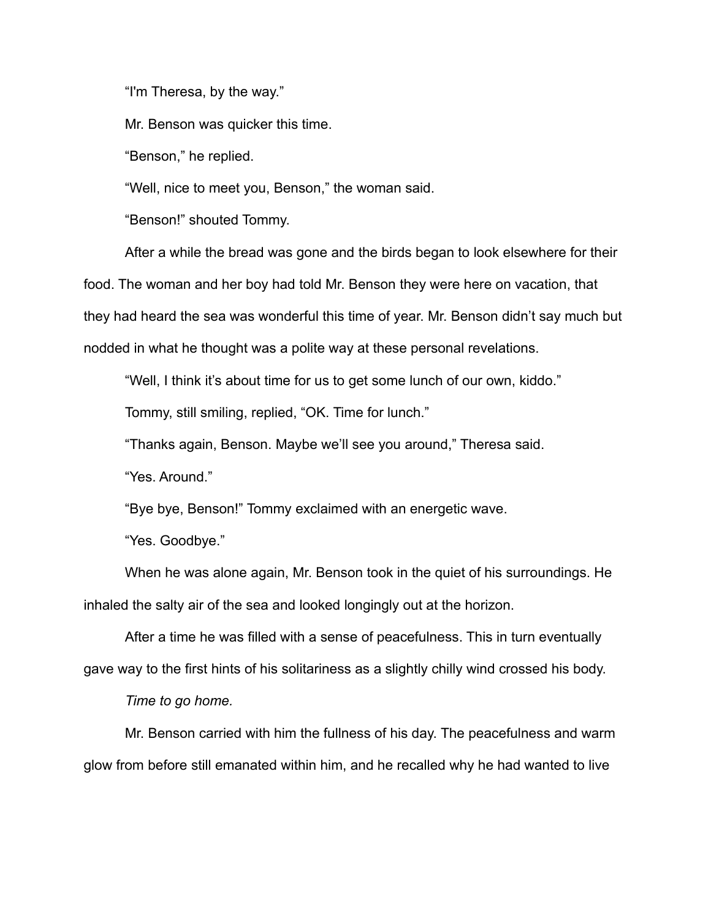"I'm Theresa, by the way."

Mr. Benson was quicker this time.

"Benson," he replied.

"Well, nice to meet you, Benson," the woman said.

"Benson!" shouted Tommy.

After a while the bread was gone and the birds began to look elsewhere for their food. The woman and her boy had told Mr. Benson they were here on vacation, that they had heard the sea was wonderful this time of year. Mr. Benson didn't say much but nodded in what he thought was a polite way at these personal revelations.

"Well, I think it's about time for us to get some lunch of our own, kiddo."

Tommy, still smiling, replied, "OK. Time for lunch."

"Thanks again, Benson. Maybe we'll see you around," Theresa said.

"Yes. Around."

"Bye bye, Benson!" Tommy exclaimed with an energetic wave.

"Yes. Goodbye."

When he was alone again, Mr. Benson took in the quiet of his surroundings. He inhaled the salty air of the sea and looked longingly out at the horizon.

After a time he was filled with a sense of peacefulness. This in turn eventually gave way to the first hints of his solitariness as a slightly chilly wind crossed his body.

*Time to go home.*

Mr. Benson carried with him the fullness of his day. The peacefulness and warm glow from before still emanated within him, and he recalled why he had wanted to live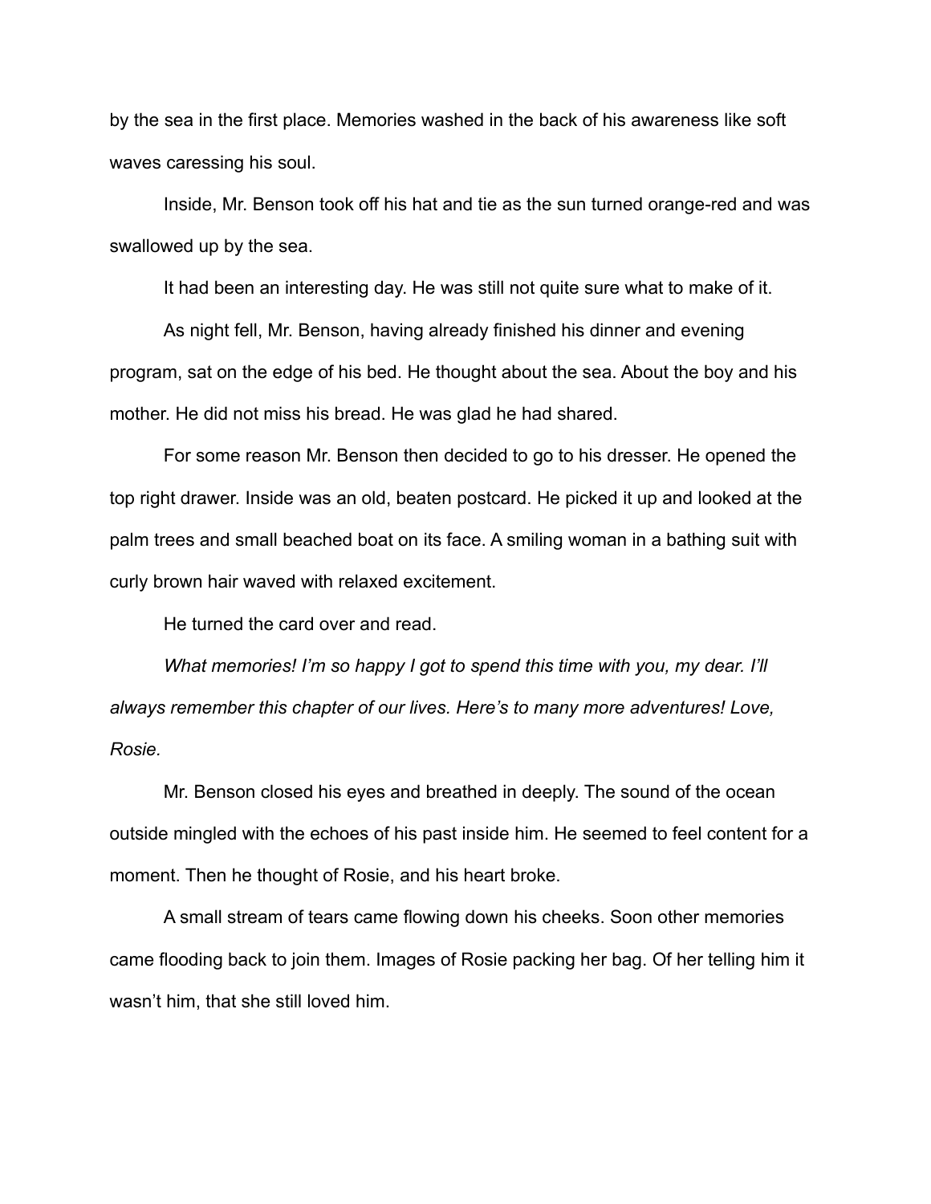by the sea in the first place. Memories washed in the back of his awareness like soft waves caressing his soul.

Inside, Mr. Benson took off his hat and tie as the sun turned orange-red and was swallowed up by the sea.

It had been an interesting day. He was still not quite sure what to make of it.

As night fell, Mr. Benson, having already finished his dinner and evening program, sat on the edge of his bed. He thought about the sea. About the boy and his mother. He did not miss his bread. He was glad he had shared.

For some reason Mr. Benson then decided to go to his dresser. He opened the top right drawer. Inside was an old, beaten postcard. He picked it up and looked at the palm trees and small beached boat on its face. A smiling woman in a bathing suit with curly brown hair waved with relaxed excitement.

He turned the card over and read.

*What memories! I'm so happy I got to spend this time with you, my dear. I'll always remember this chapter of our lives. Here's to many more adventures! Love, Rosie.*

Mr. Benson closed his eyes and breathed in deeply. The sound of the ocean outside mingled with the echoes of his past inside him. He seemed to feel content for a moment. Then he thought of Rosie, and his heart broke.

A small stream of tears came flowing down his cheeks. Soon other memories came flooding back to join them. Images of Rosie packing her bag. Of her telling him it wasn't him, that she still loved him.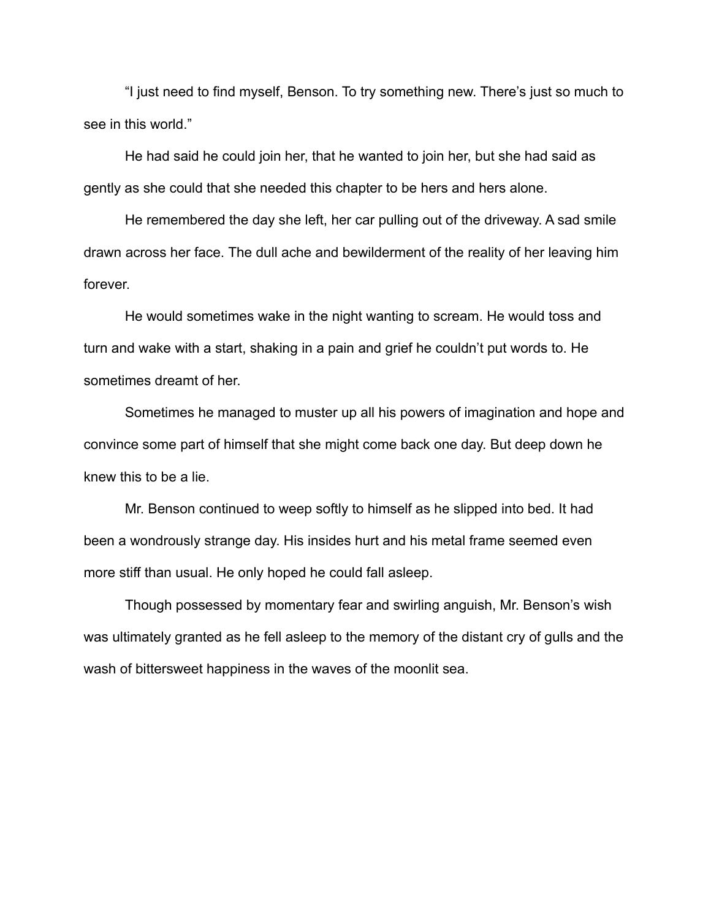“I just need to find myself, Benson. To try something new. There’s just so much to see in this world.”

He had said he could join her, that he wanted to join her, but she had said as gently as she could that she needed this chapter to be hers and hers alone.

He remembered the day she left, her car pulling out of the driveway. A sad smile drawn across her face. The dull ache and bewilderment of the reality of her leaving him forever.

He would sometimes wake in the night wanting to scream. He would toss and turn and wake with a start, shaking in a pain and grief he couldn’t put words to. He sometimes dreamt of her.

Sometimes he managed to muster up all his powers of imagination and hope and convince some part of himself that she might come back one day. But deep down he knew this to be a lie.

Mr. Benson continued to weep softly to himself as he slipped into bed. It had been a wondrously strange day. His insides hurt and his metal frame seemed even more stiff than usual. He only hoped he could fall asleep.

Though possessed by momentary fear and swirling anguish, Mr. Benson’s wish was ultimately granted as he fell asleep to the memory of the distant cry of gulls and the wash of bittersweet happiness in the waves of the moonlit sea.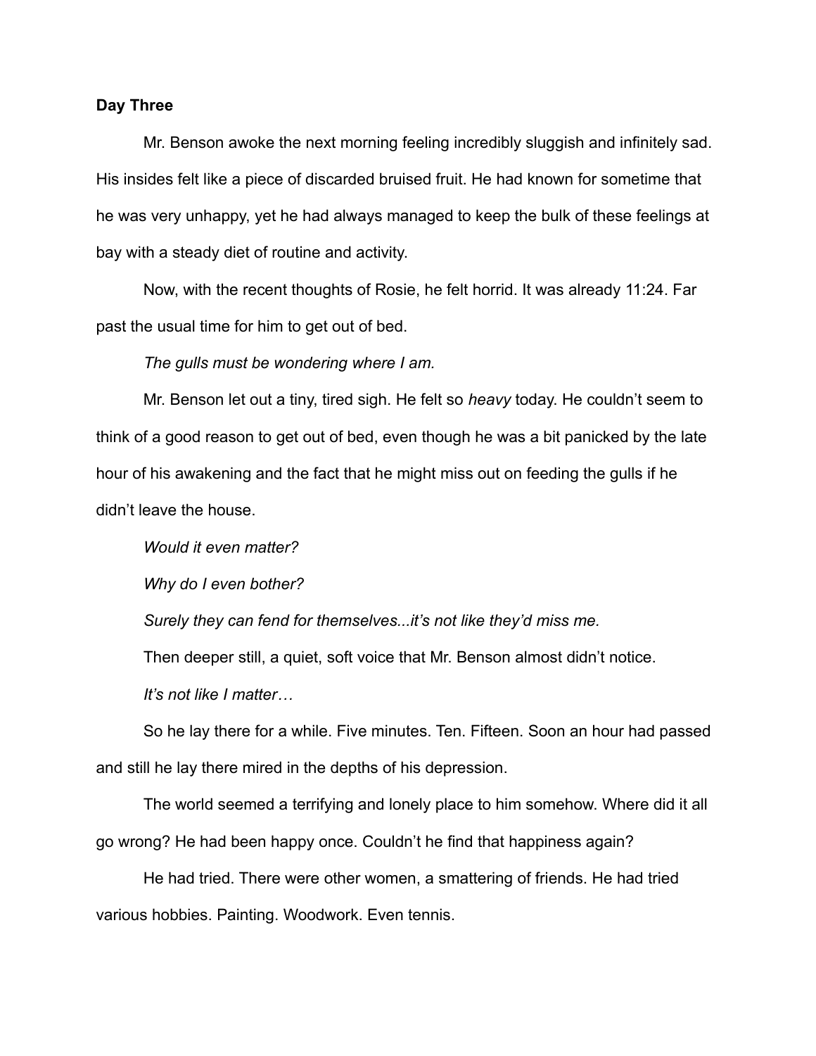**Day Three**

Mr. Benson awoke the next morning feeling incredibly sluggish and infinitely sad. His insides felt like a piece of discarded bruised fruit. He had known for sometime that he was very unhappy, yet he had always managed to keep the bulk of these feelings at bay with a steady diet of routine and activity.

Now, with the recent thoughts of Rosie, he felt horrid. It was already 11:24. Far past the usual time for him to get out of bed.

*The gulls must be wondering where I am.*

Mr. Benson let out a tiny, tired sigh. He felt so *heavy* today. He couldn't seem to think of a good reason to get out of bed, even though he was a bit panicked by the late hour of his awakening and the fact that he might miss out on feeding the gulls if he didn't leave the house.

*Would it even matter?*

*Why do I even bother?*

*Surely they can fend for themselves...it's not like they'd miss me.*

Then deeper still, a quiet, soft voice that Mr. Benson almost didn't notice.

*It's not like I matter…*

So he lay there for a while. Five minutes. Ten. Fifteen. Soon an hour had passed and still he lay there mired in the depths of his depression.

The world seemed a terrifying and lonely place to him somehow. Where did it all go wrong? He had been happy once. Couldn't he find that happiness again?

He had tried. There were other women, a smattering of friends. He had tried various hobbies. Painting. Woodwork. Even tennis.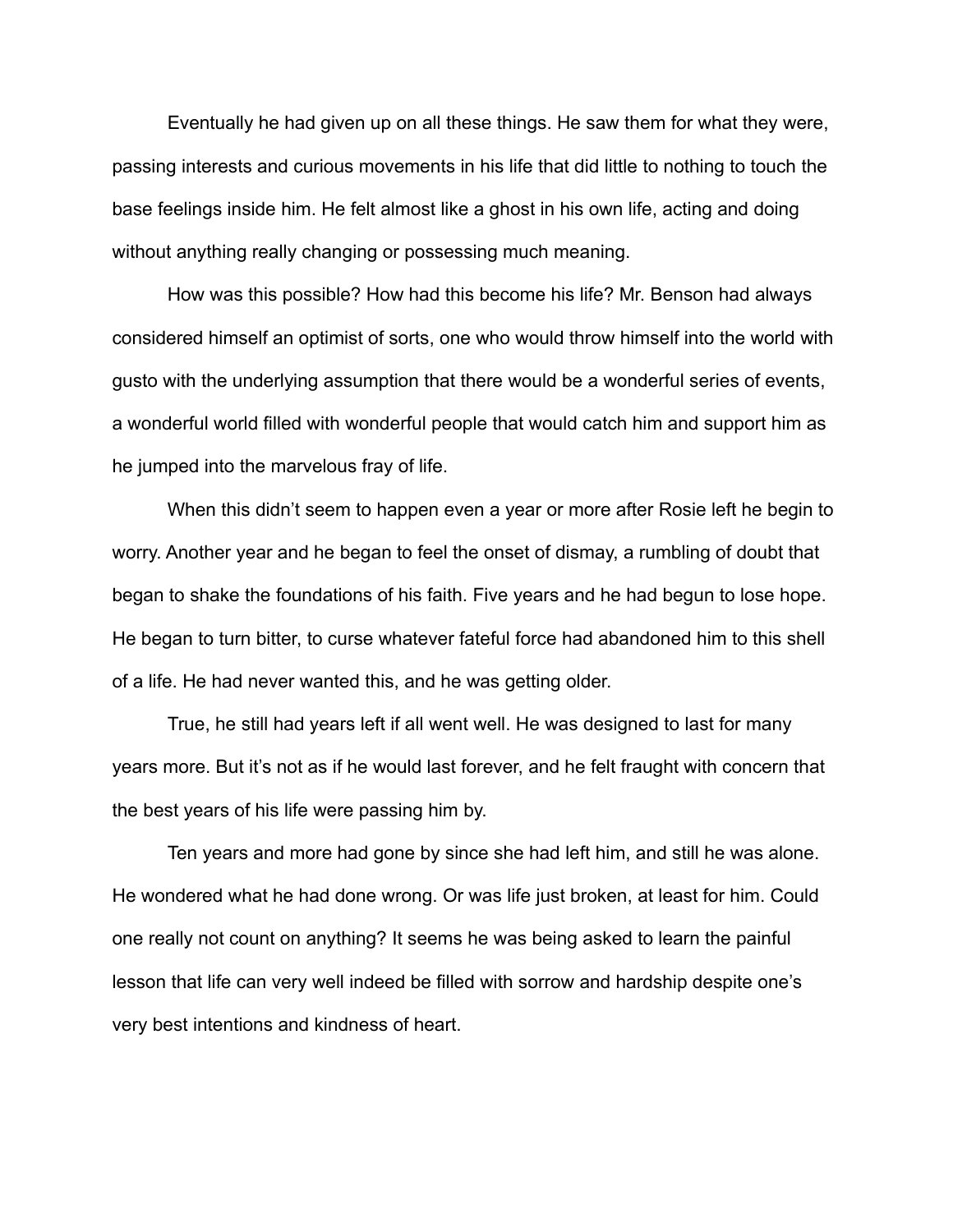Eventually he had given up on all these things. He saw them for what they were, passing interests and curious movements in his life that did little to nothing to touch the base feelings inside him. He felt almost like a ghost in his own life, acting and doing without anything really changing or possessing much meaning.

How was this possible? How had this become his life? Mr. Benson had always considered himself an optimist of sorts, one who would throw himself into the world with gusto with the underlying assumption that there would be a wonderful series of events, a wonderful world filled with wonderful people that would catch him and support him as he jumped into the marvelous fray of life.

When this didn't seem to happen even a year or more after Rosie left he begin to worry. Another year and he began to feel the onset of dismay, a rumbling of doubt that began to shake the foundations of his faith. Five years and he had begun to lose hope. He began to turn bitter, to curse whatever fateful force had abandoned him to this shell of a life. He had never wanted this, and he was getting older.

True, he still had years left if all went well. He was designed to last for many years more. But it's not as if he would last forever, and he felt fraught with concern that the best years of his life were passing him by.

Ten years and more had gone by since she had left him, and still he was alone. He wondered what he had done wrong. Or was life just broken, at least for him. Could one really not count on anything? It seems he was being asked to learn the painful lesson that life can very well indeed be filled with sorrow and hardship despite one's very best intentions and kindness of heart.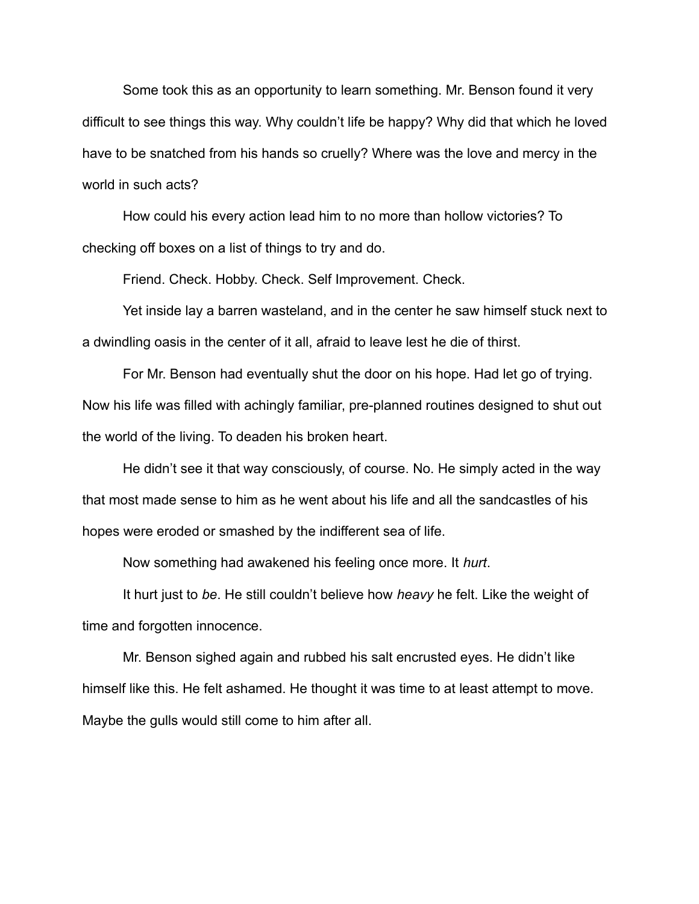Some took this as an opportunity to learn something. Mr. Benson found it very difficult to see things this way. Why couldn't life be happy? Why did that which he loved have to be snatched from his hands so cruelly? Where was the love and mercy in the world in such acts?

How could his every action lead him to no more than hollow victories? To checking off boxes on a list of things to try and do.

Friend. Check. Hobby. Check. Self Improvement. Check.

Yet inside lay a barren wasteland, and in the center he saw himself stuck next to a dwindling oasis in the center of it all, afraid to leave lest he die of thirst.

For Mr. Benson had eventually shut the door on his hope. Had let go of trying. Now his life was filled with achingly familiar, pre-planned routines designed to shut out the world of the living. To deaden his broken heart.

He didn't see it that way consciously, of course. No. He simply acted in the way that most made sense to him as he went about his life and all the sandcastles of his hopes were eroded or smashed by the indifferent sea of life.

Now something had awakened his feeling once more. It *hurt*.

It hurt just to *be*. He still couldn't believe how *heavy* he felt. Like the weight of time and forgotten innocence.

Mr. Benson sighed again and rubbed his salt encrusted eyes. He didn't like himself like this. He felt ashamed. He thought it was time to at least attempt to move. Maybe the gulls would still come to him after all.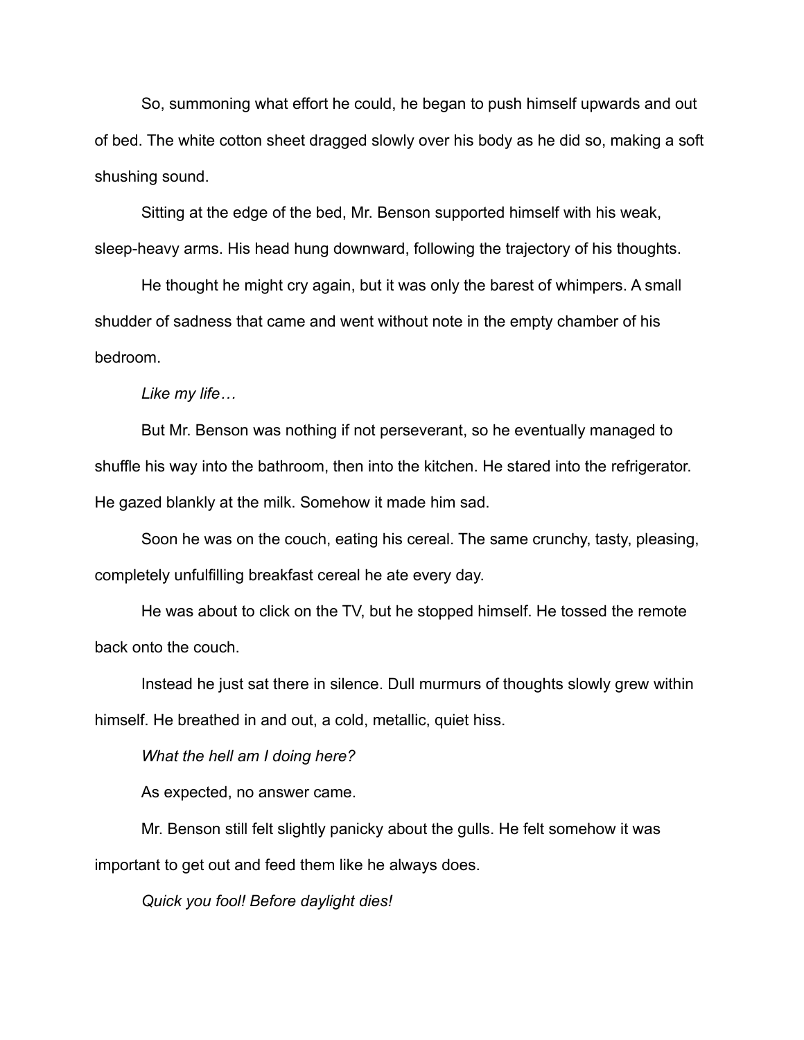So, summoning what effort he could, he began to push himself upwards and out of bed. The white cotton sheet dragged slowly over his body as he did so, making a soft shushing sound.

Sitting at the edge of the bed, Mr. Benson supported himself with his weak, sleep-heavy arms. His head hung downward, following the trajectory of his thoughts.

He thought he might cry again, but it was only the barest of whimpers. A small shudder of sadness that came and went without note in the empty chamber of his bedroom.

*Like my life…*

But Mr. Benson was nothing if not perseverant, so he eventually managed to shuffle his way into the bathroom, then into the kitchen. He stared into the refrigerator. He gazed blankly at the milk. Somehow it made him sad.

Soon he was on the couch, eating his cereal. The same crunchy, tasty, pleasing, completely unfulfilling breakfast cereal he ate every day.

He was about to click on the TV, but he stopped himself. He tossed the remote back onto the couch.

Instead he just sat there in silence. Dull murmurs of thoughts slowly grew within himself. He breathed in and out, a cold, metallic, quiet hiss.

*What the hell am I doing here?*

As expected, no answer came.

Mr. Benson still felt slightly panicky about the gulls. He felt somehow it was important to get out and feed them like he always does.

*Quick you fool! Before daylight dies!*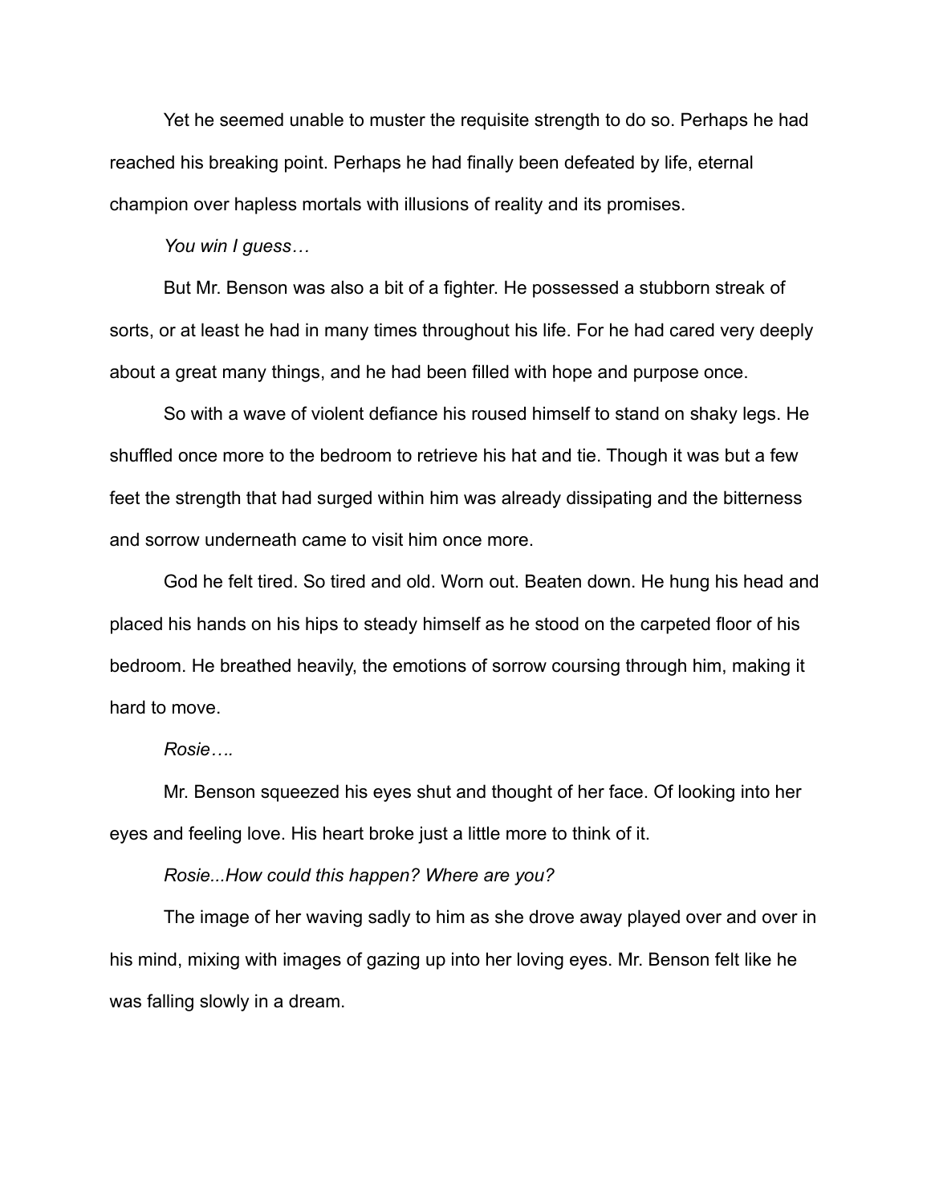Yet he seemed unable to muster the requisite strength to do so. Perhaps he had reached his breaking point. Perhaps he had finally been defeated by life, eternal champion over hapless mortals with illusions of reality and its promises.

*You win I guess…*

But Mr. Benson was also a bit of a fighter. He possessed a stubborn streak of sorts, or at least he had in many times throughout his life. For he had cared very deeply about a great many things, and he had been filled with hope and purpose once.

So with a wave of violent defiance his roused himself to stand on shaky legs. He shuffled once more to the bedroom to retrieve his hat and tie. Though it was but a few feet the strength that had surged within him was already dissipating and the bitterness and sorrow underneath came to visit him once more.

God he felt tired. So tired and old. Worn out. Beaten down. He hung his head and placed his hands on his hips to steady himself as he stood on the carpeted floor of his bedroom. He breathed heavily, the emotions of sorrow coursing through him, making it hard to move.

*Rosie….*

Mr. Benson squeezed his eyes shut and thought of her face. Of looking into her eyes and feeling love. His heart broke just a little more to think of it.

*Rosie...How could this happen? Where are you?*

The image of her waving sadly to him as she drove away played over and over in his mind, mixing with images of gazing up into her loving eyes. Mr. Benson felt like he was falling slowly in a dream.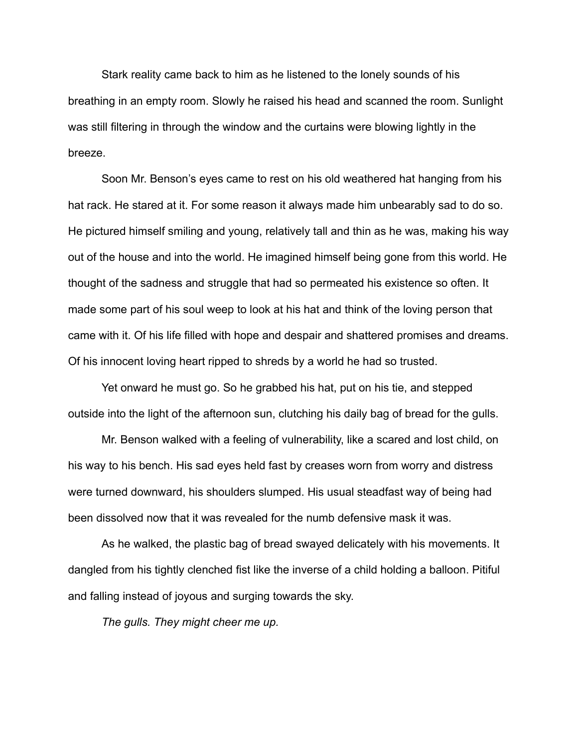Stark reality came back to him as he listened to the lonely sounds of his breathing in an empty room. Slowly he raised his head and scanned the room. Sunlight was still filtering in through the window and the curtains were blowing lightly in the breeze.

Soon Mr. Benson's eyes came to rest on his old weathered hat hanging from his hat rack. He stared at it. For some reason it always made him unbearably sad to do so. He pictured himself smiling and young, relatively tall and thin as he was, making his way out of the house and into the world. He imagined himself being gone from this world. He thought of the sadness and struggle that had so permeated his existence so often. It made some part of his soul weep to look at his hat and think of the loving person that came with it. Of his life filled with hope and despair and shattered promises and dreams. Of his innocent loving heart ripped to shreds by a world he had so trusted.

Yet onward he must go. So he grabbed his hat, put on his tie, and stepped outside into the light of the afternoon sun, clutching his daily bag of bread for the gulls.

Mr. Benson walked with a feeling of vulnerability, like a scared and lost child, on his way to his bench. His sad eyes held fast by creases worn from worry and distress were turned downward, his shoulders slumped. His usual steadfast way of being had been dissolved now that it was revealed for the numb defensive mask it was.

As he walked, the plastic bag of bread swayed delicately with his movements. It dangled from his tightly clenched fist like the inverse of a child holding a balloon. Pitiful and falling instead of joyous and surging towards the sky.

*The gulls. They might cheer me up.*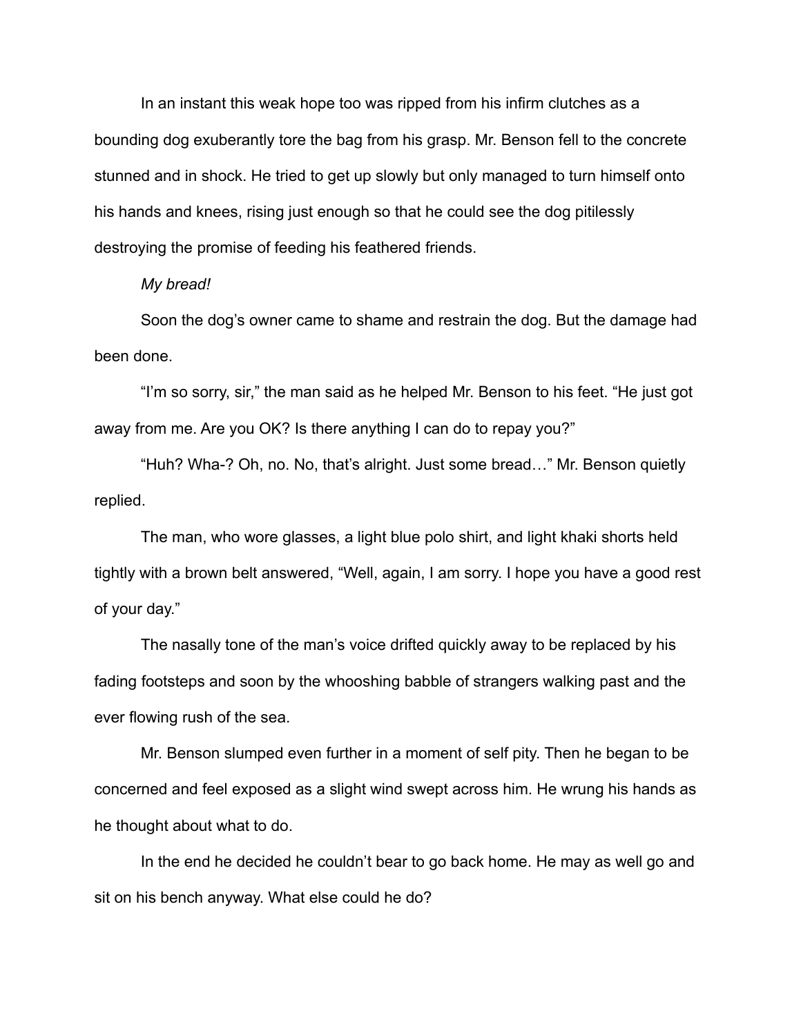In an instant this weak hope too was ripped from his infirm clutches as a bounding dog exuberantly tore the bag from his grasp. Mr. Benson fell to the concrete stunned and in shock. He tried to get up slowly but only managed to turn himself onto his hands and knees, rising just enough so that he could see the dog pitilessly destroying the promise of feeding his feathered friends.

*My bread!*

Soon the dog's owner came to shame and restrain the dog. But the damage had been done.

"I'm so sorry, sir," the man said as he helped Mr. Benson to his feet. "He just got away from me. Are you OK? Is there anything I can do to repay you?"

"Huh? Wha-? Oh, no. No, that's alright. Just some bread…" Mr. Benson quietly replied.

The man, who wore glasses, a light blue polo shirt, and light khaki shorts held tightly with a brown belt answered, "Well, again, I am sorry. I hope you have a good rest of your day."

The nasally tone of the man's voice drifted quickly away to be replaced by his fading footsteps and soon by the whooshing babble of strangers walking past and the ever flowing rush of the sea.

Mr. Benson slumped even further in a moment of self pity. Then he began to be concerned and feel exposed as a slight wind swept across him. He wrung his hands as he thought about what to do.

In the end he decided he couldn't bear to go back home. He may as well go and sit on his bench anyway. What else could he do?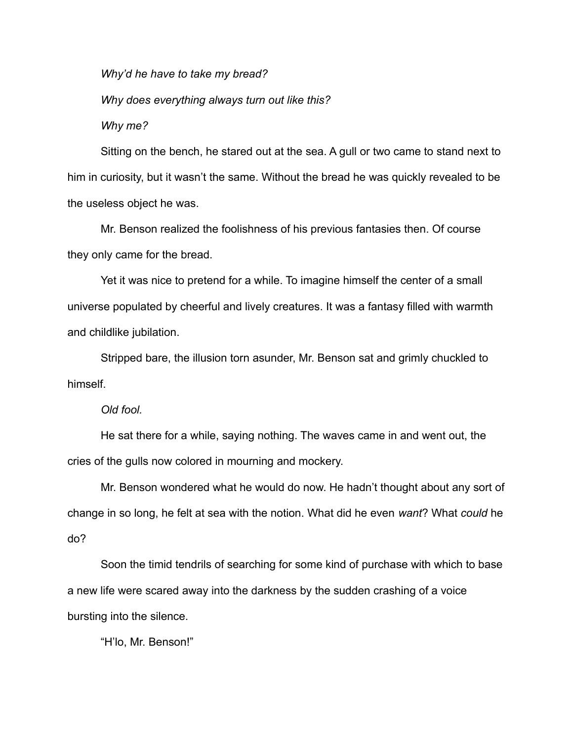*Why'd he have to take my bread?*

*Why does everything always turn out like this?*

*Why me?*

Sitting on the bench, he stared out at the sea. A gull or two came to stand next to him in curiosity, but it wasn't the same. Without the bread he was quickly revealed to be the useless object he was.

Mr. Benson realized the foolishness of his previous fantasies then. Of course they only came for the bread.

Yet it was nice to pretend for a while. To imagine himself the center of a small universe populated by cheerful and lively creatures. It was a fantasy filled with warmth and childlike jubilation.

Stripped bare, the illusion torn asunder, Mr. Benson sat and grimly chuckled to himself.

*Old fool.*

He sat there for a while, saying nothing. The waves came in and went out, the cries of the gulls now colored in mourning and mockery.

Mr. Benson wondered what he would do now. He hadn't thought about any sort of change in so long, he felt at sea with the notion. What did he even *want*? What *could* he do?

Soon the timid tendrils of searching for some kind of purchase with which to base a new life were scared away into the darkness by the sudden crashing of a voice bursting into the silence.

"H'lo, Mr. Benson!"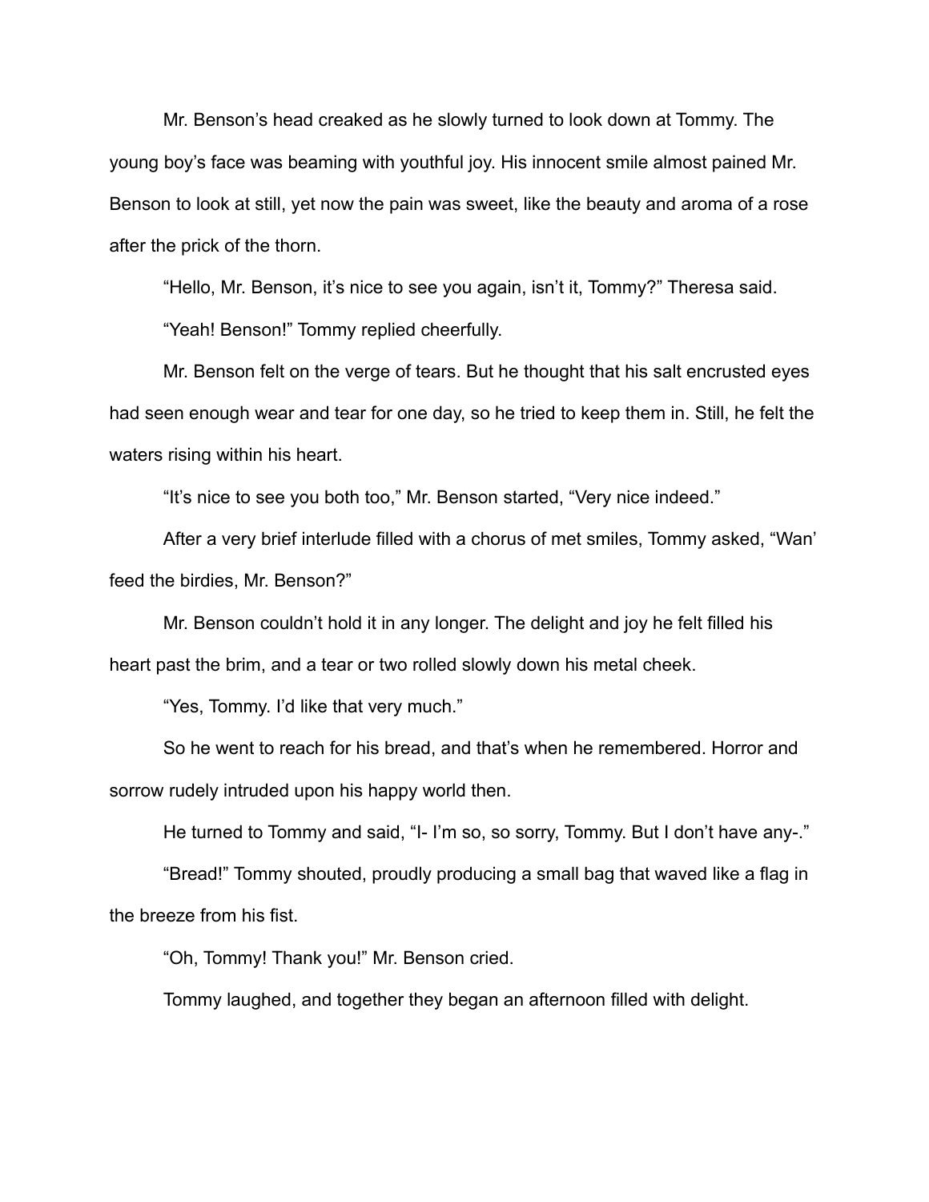Mr. Benson's head creaked as he slowly turned to look down at Tommy. The young boy's face was beaming with youthful joy. His innocent smile almost pained Mr. Benson to look at still, yet now the pain was sweet, like the beauty and aroma of a rose after the prick of the thorn.

"Hello, Mr. Benson, it's nice to see you again, isn't it, Tommy?" Theresa said.

"Yeah! Benson!" Tommy replied cheerfully.

Mr. Benson felt on the verge of tears. But he thought that his salt encrusted eyes had seen enough wear and tear for one day, so he tried to keep them in. Still, he felt the waters rising within his heart.

"It's nice to see you both too," Mr. Benson started, "Very nice indeed."

After a very brief interlude filled with a chorus of met smiles, Tommy asked, "Wan' feed the birdies, Mr. Benson?"

Mr. Benson couldn't hold it in any longer. The delight and joy he felt filled his heart past the brim, and a tear or two rolled slowly down his metal cheek.

"Yes, Tommy. I'd like that very much."

So he went to reach for his bread, and that's when he remembered. Horror and sorrow rudely intruded upon his happy world then.

He turned to Tommy and said, "I- I'm so, so sorry, Tommy. But I don't have any-."

"Bread!" Tommy shouted, proudly producing a small bag that waved like a flag in the breeze from his fist.

"Oh, Tommy! Thank you!" Mr. Benson cried.

Tommy laughed, and together they began an afternoon filled with delight.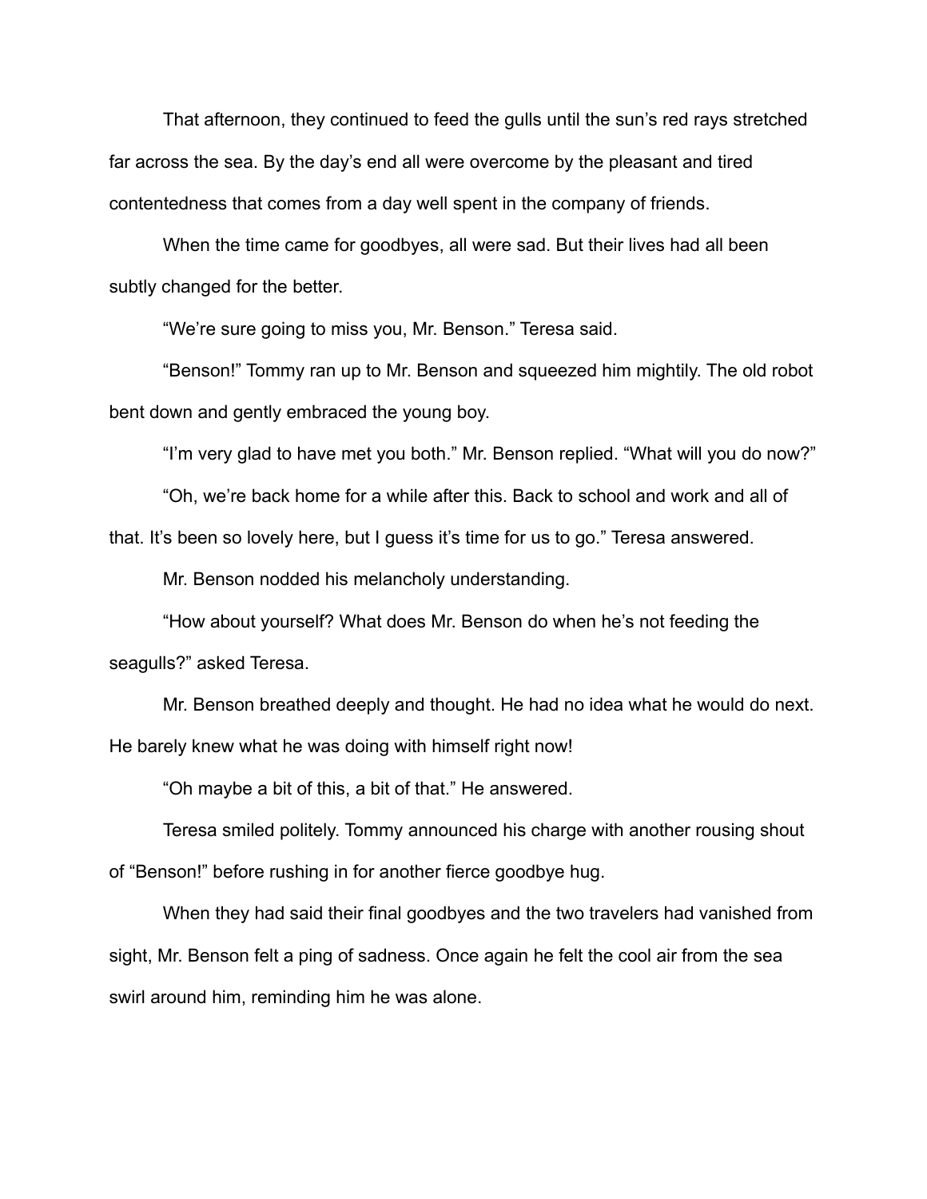That afternoon, they continued to feed the gulls until the sun's red rays stretched far across the sea. By the day's end all were overcome by the pleasant and tired contentedness that comes from a day well spent in the company of friends.

When the time came for goodbyes, all were sad. But their lives had all been subtly changed for the better.

"We're sure going to miss you, Mr. Benson." Teresa said.

"Benson!" Tommy ran up to Mr. Benson and squeezed him mightily. The old robot bent down and gently embraced the young boy.

"I'm very glad to have met you both." Mr. Benson replied. "What will you do now?"

"Oh, we're back home for a while after this. Back to school and work and all of that. It's been so lovely here, but I guess it's time for us to go." Teresa answered.

Mr. Benson nodded his melancholy understanding.

"How about yourself? What does Mr. Benson do when he's not feeding the seagulls?" asked Teresa.

Mr. Benson breathed deeply and thought. He had no idea what he would do next. He barely knew what he was doing with himself right now!

"Oh maybe a bit of this, a bit of that." He answered.

Teresa smiled politely. Tommy announced his charge with another rousing shout of "Benson!" before rushing in for another fierce goodbye hug.

When they had said their final goodbyes and the two travelers had vanished from sight, Mr. Benson felt a ping of sadness. Once again he felt the cool air from the sea swirl around him, reminding him he was alone.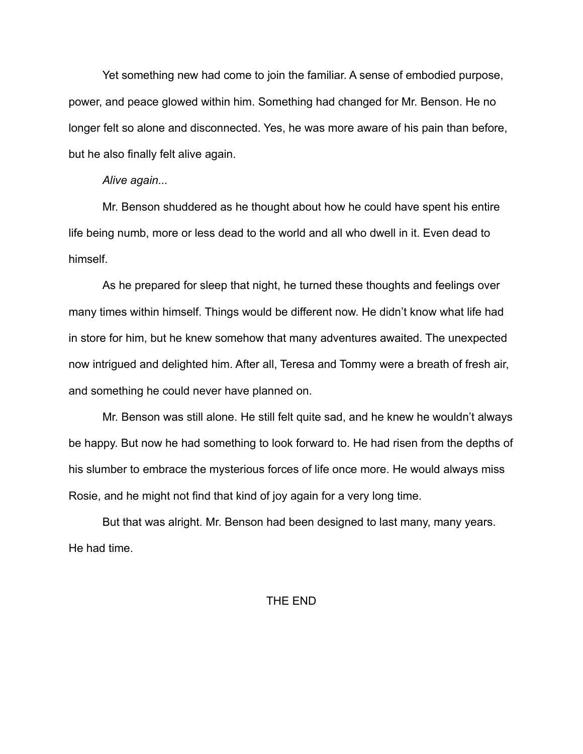Yet something new had come to join the familiar. A sense of embodied purpose, power, and peace glowed within him. Something had changed for Mr. Benson. He no longer felt so alone and disconnected. Yes, he was more aware of his pain than before, but he also finally felt alive again.

*Alive again...*

Mr. Benson shuddered as he thought about how he could have spent his entire life being numb, more or less dead to the world and all who dwell in it. Even dead to himself.

As he prepared for sleep that night, he turned these thoughts and feelings over many times within himself. Things would be different now. He didn't know what life had in store for him, but he knew somehow that many adventures awaited. The unexpected now intrigued and delighted him. After all, Teresa and Tommy were a breath of fresh air, and something he could never have planned on.

Mr. Benson was still alone. He still felt quite sad, and he knew he wouldn't always be happy. But now he had something to look forward to. He had risen from the depths of his slumber to embrace the mysterious forces of life once more. He would always miss Rosie, and he might not find that kind of joy again for a very long time.

But that was alright. Mr. Benson had been designed to last many, many years. He had time.

THE END